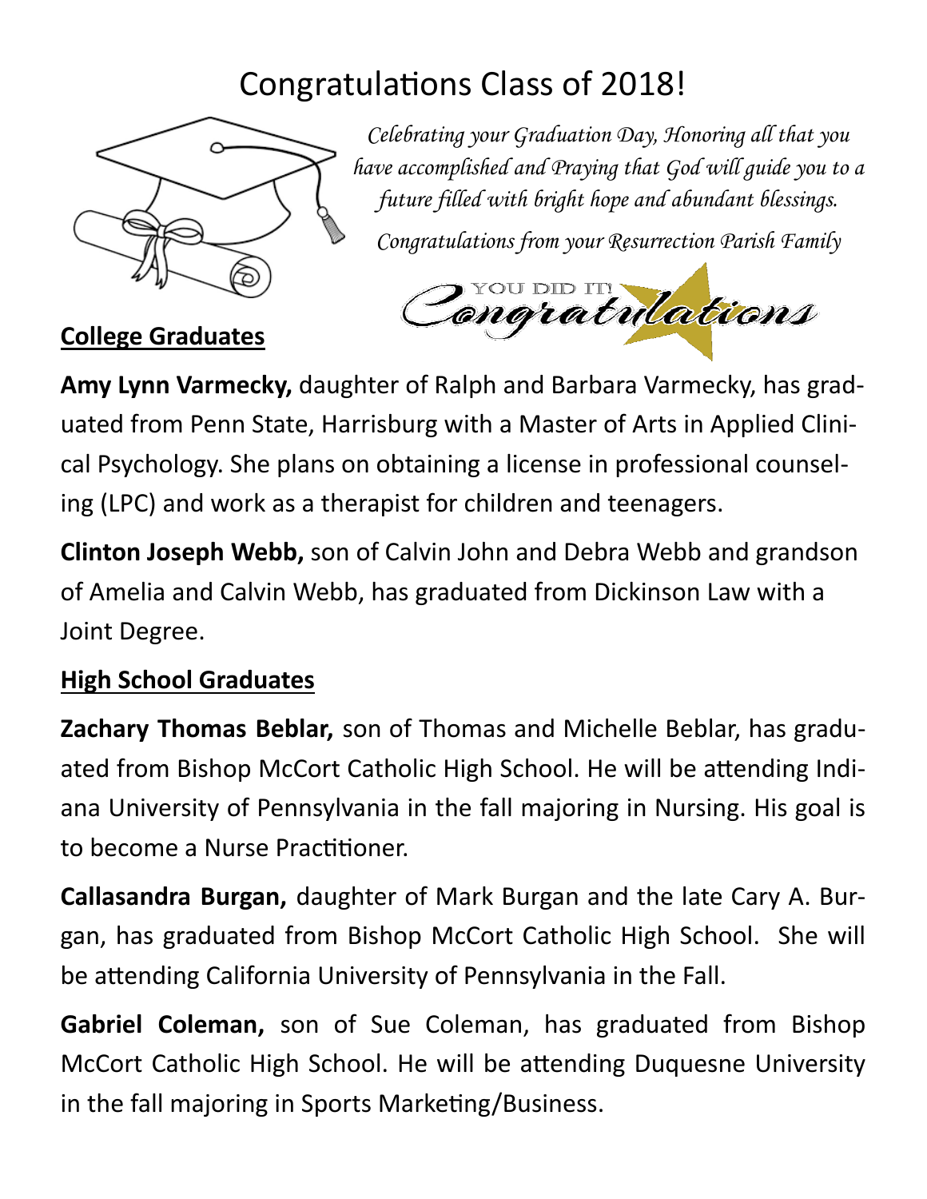# Congratulations Class of 2018!

*Celebrating your Graduation Day, Honoring all that you have accomplished and Praying that God will guide you to a future filled with bright hope and abundant blessings.*

*Congratulations from your Resurrection Parish Family*

YOU DID IT! Congratulations

## College Graduates

**Amy Lynn Varmecky,** daughter of Ralph and Barbara Varmecky, has graduated from Penn State, Harrisburg with a Master of Arts in Applied Clinical Psychology. She plans on obtaining a license in professional counseling (LPC) and work as a therapist for children and teenagers.

**Clinton Joseph Webb,** son of Calvin John and Debra Webb and grandson of Amelia and Calvin Webb, has graduated from Dickinson Law with a Joint Degree.

## High School Graduates

**Zachary Thomas Beblar,** son of Thomas and Michelle Beblar, has graduated from Bishop McCort Catholic High School. He will be attending Indiana University of Pennsylvania in the fall majoring in Nursing. His goal is to become a Nurse Practitioner.

**Callasandra Burgan,** daughter of Mark Burgan and the late Cary A. Burgan, has graduated from Bishop McCort Catholic High School. She will be attending California University of Pennsylvania in the Fall.

**Gabriel Coleman,** son of Sue Coleman, has graduated from Bishop McCort Catholic High School. He will be attending Duquesne University in the fall majoring in Sports Marketing/Business.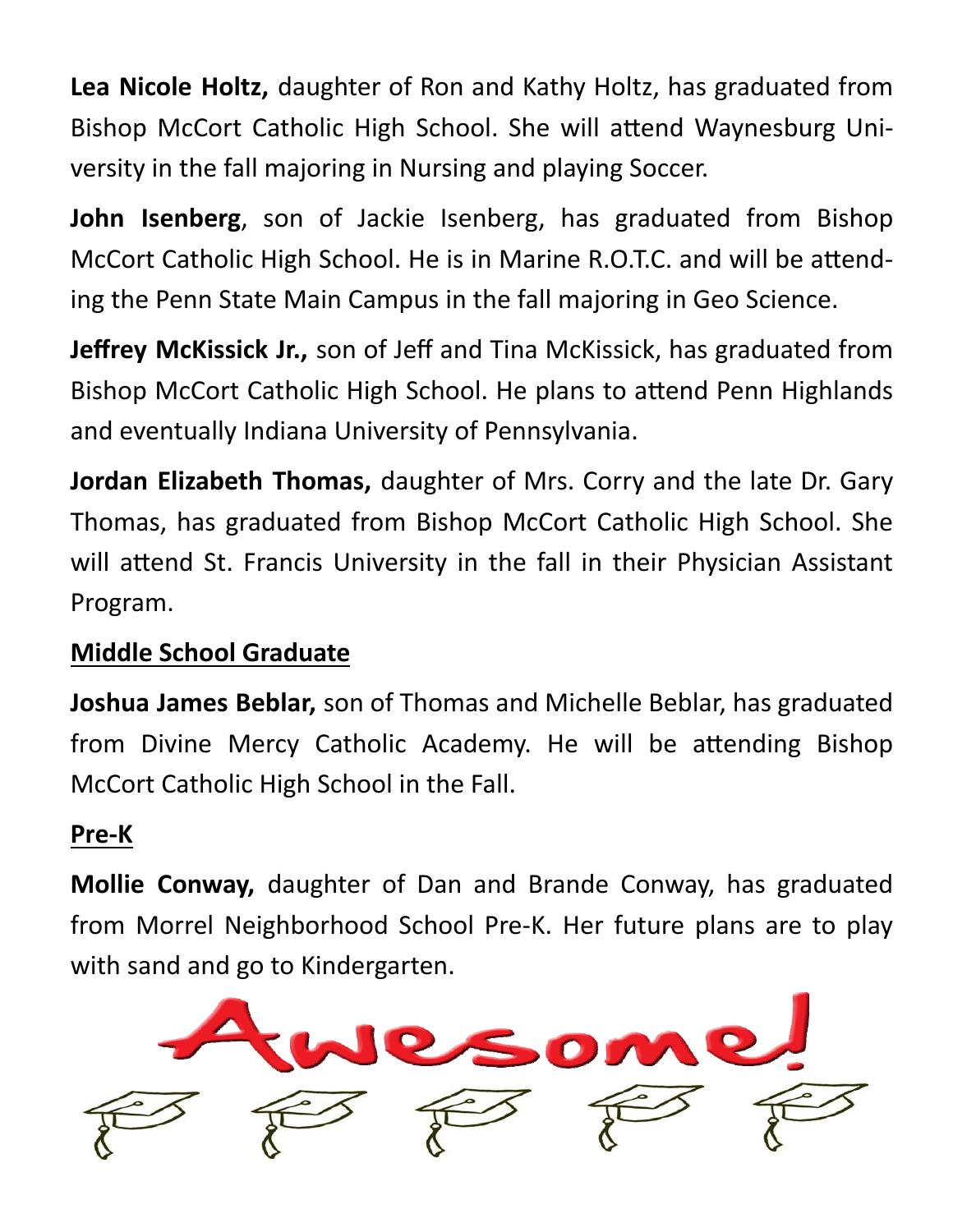**Lea Nicole Holtz,** daughter of Ron and Kathy Holtz, has graduated from Bishop McCort Catholic High School. She will attend Waynesburg University in the fall majoring in Nursing and playing Soccer.

**John Isenberg**, son of Jackie Isenberg, has graduated from Bishop McCort Catholic High School. He is in Marine R.O.T.C. and will be attending the Penn State Main Campus in the fall majoring in Geo Science.

**Jeffrey McKissick Jr.,** son of Jeff and Tina McKissick, has graduated from Bishop McCort Catholic High School. He plans to attend Penn Highlands and eventually Indiana University of Pennsylvania.

**Jordan Elizabeth Thomas,** daughter of Mrs. Corry and the late Dr. Gary Thomas, has graduated from Bishop McCort Catholic High School. She will attend St. Francis University in the fall in their Physician Assistant Program.

**Middle School Graduate**

**Joshua James Beblar,** son of Thomas and Michelle Beblar, has graduated from Divine Mercy Catholic Academy. He will be attending Bishop McCort Catholic High School in the Fall.

**Pre-K**

**Mollie Conway,** daughter of Dan and Brande Conway, has graduated from Morrel Neighborhood School Pre-K. Her future plans are to play with sand and go to Kindergarten.

Awesome!